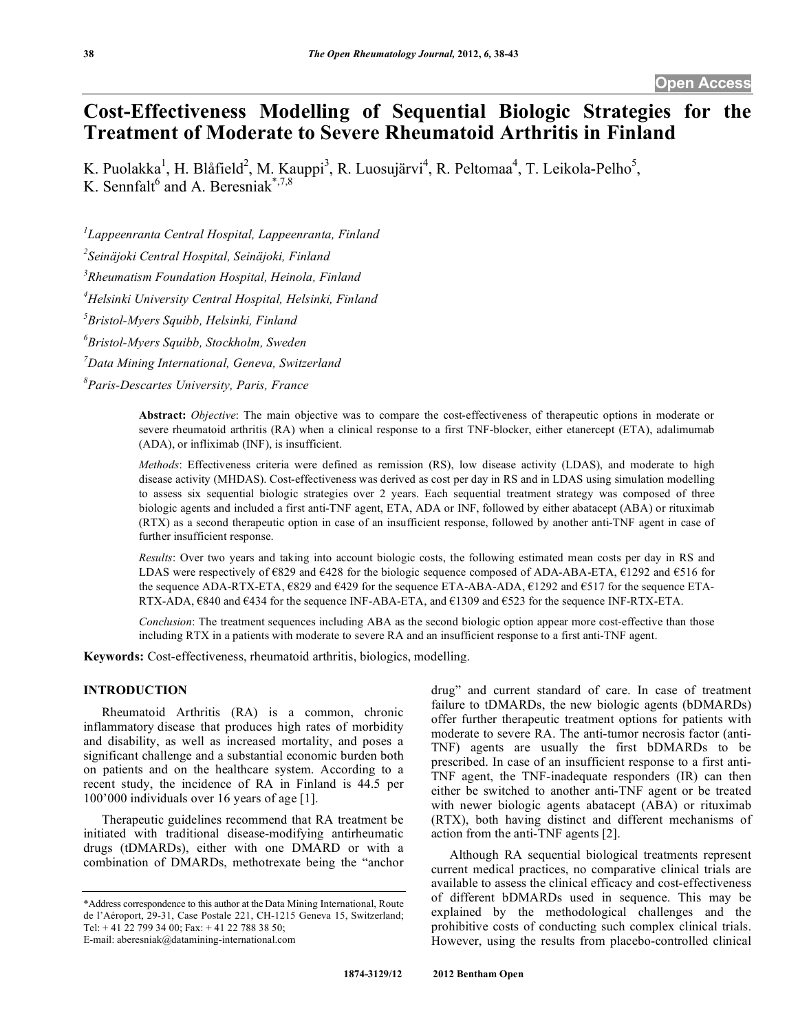Open Access

# Cost-Effectiveness Modelling of Sequential Biologic Strategies for the Treatment of Moderate to Severe Rheumatoid Arthritis in Finland

K. Puolakka[1], H. Blåfield[2], M. Kauppi[3], R. Luosujärvi[4], R. Peltomaa[4], T. Leikola-Pelho[5], K. Sennfalt[6] and A. Beresniak*[,7,8]

[1]Lappeenranta Central Hospital, Lappeenranta, Finland

[2]Seinäjoki Central Hospital, Seinäjoki, Finland

[3]Rheumatism Foundation Hospital, Heinola, Finland

[4]Helsinki University Central Hospital, Helsinki, Finland

[5]Bristol-Myers Squibb, Helsinki, Finland

[6]Bristol-Myers Squibb, Stockholm, Sweden

[7]Data Mining International, Geneva, Switzerland

[8]Paris-Descartes University, Paris, France

**Abstract:** *Objective*: The main objective was to compare the cost-effectiveness of therapeutic options in moderate or severe rheumatoid arthritis (RA) when a clinical response to a first TNF-blocker, either etanercept (ETA), adalimumab (ADA), or infliximab (INF), is insufficient.

*Methods*: Effectiveness criteria were defined as remission (RS), low disease activity (LDAS), and moderate to high disease activity (MHDAS). Cost-effectiveness was derived as cost per day in RS and in LDAS using simulation modelling to assess six sequential biologic strategies over 2 years. Each sequential treatment strategy was composed of three biologic agents and included a first anti-TNF agent, ETA, ADA or INF, followed by either abatacept (ABA) or rituximab (RTX) as a second therapeutic option in case of an insufficient response, followed by another anti-TNF agent in case of further insufficient response.

*Results*: Over two years and taking into account biologic costs, the following estimated mean costs per day in RS and LDAS were respectively of €829 and €428 for the biologic sequence composed of ADA-ABA-ETA, €1292 and €516 for the sequence ADA-RTX-ETA, €829 and €429 for the sequence ETA-ABA-ADA, €1292 and €517 for the sequence ETA-RTX-ADA, €840 and €434 for the sequence INF-ABA-ETA, and €1309 and €523 for the sequence INF-RTX-ETA.

*Conclusion*: The treatment sequences including ABA as the second biologic option appear more cost-effective than those including RTX in a patients with moderate to severe RA and an insufficient response to a first anti-TNF agent.

**Keywords:** Cost-effectiveness, rheumatoid arthritis, biologics, modelling.

## INTRODUCTION

Rheumatoid Arthritis (RA) is a common, chronic inflammatory disease that produces high rates of morbidity and disability, as well as increased mortality, and poses a significant challenge and a substantial economic burden both on patients and on the healthcare system. According to a recent study, the incidence of RA in Finland is 44.5 per 100'000 individuals over 16 years of age [1].

Therapeutic guidelines recommend that RA treatment be initiated with traditional disease-modifying antirheumatic drugs (tDMARDs), either with one DMARD or with a combination of DMARDs, methotrexate being the "anchor drug" and current standard of care. In case of treatment failure to tDMARDs, the new biologic agents (bDMARDs) offer further therapeutic treatment options for patients with moderate to severe RA. The anti-tumor necrosis factor (anti-TNF) agents are usually the first bDMARDs to be prescribed. In case of an insufficient response to a first anti-TNF agent, the TNF-inadequate responders (IR) can then either be switched to another anti-TNF agent or be treated with newer biologic agents abatacept (ABA) or rituximab (RTX), both having distinct and different mechanisms of action from the anti-TNF agents [2].

Although RA sequential biological treatments represent current medical practices, no comparative clinical trials are available to assess the clinical efficacy and cost-effectiveness of different bDMARDs used in sequence. This may be explained by the methodological challenges and the prohibitive costs of conducting such complex clinical trials. However, using the results from placebo-controlled clinical

*Address correspondence to this author at the Data Mining International, Route de l'Aéroport, 29-31, Case Postale 221, CH-1215 Geneva 15, Switzerland; Tel: + 41 22 799 34 00; Fax: + 41 22 788 38 50;
E-mail: aberesniak@datamining-international.com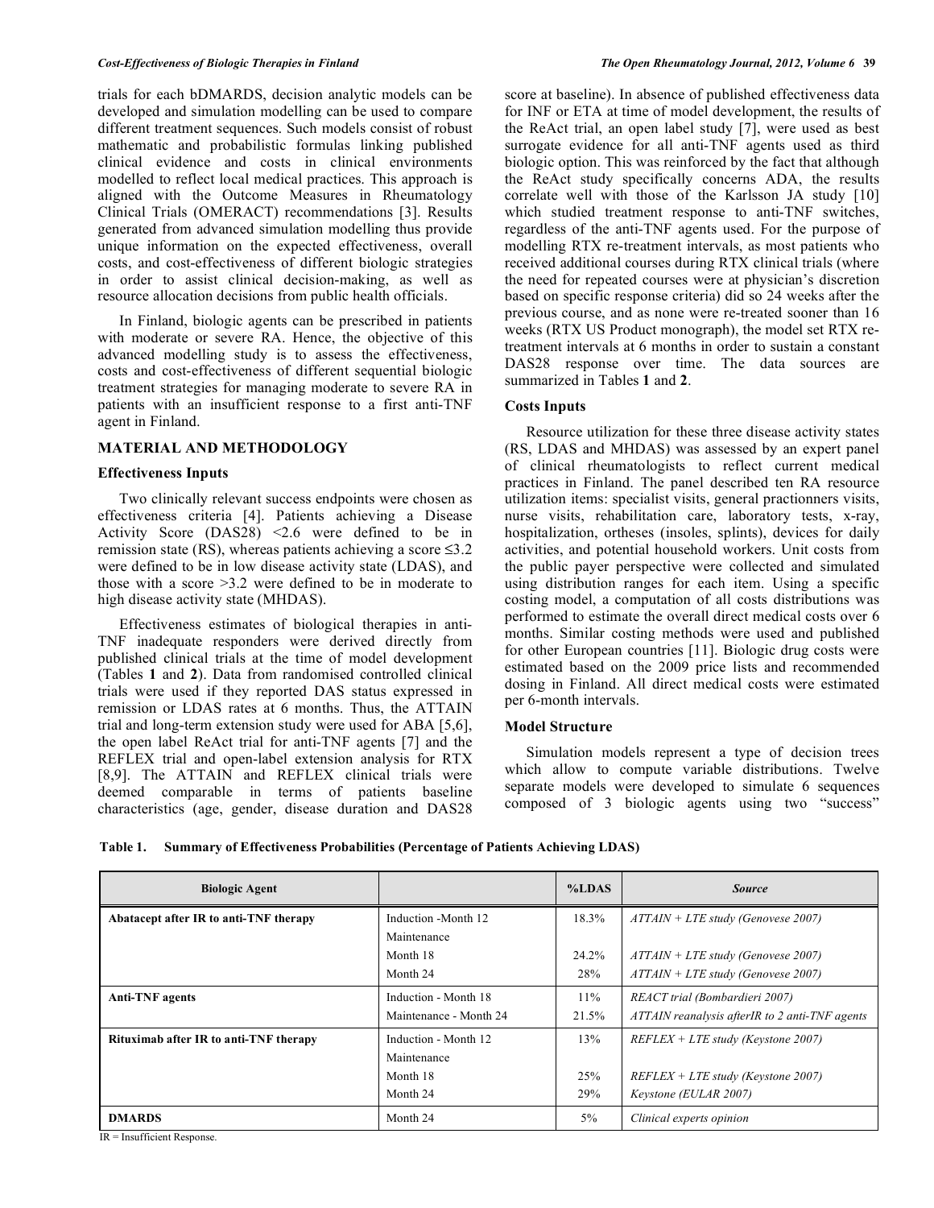trials for each bDMARDS, decision analytic models can be developed and simulation modelling can be used to compare different treatment sequences. Such models consist of robust mathematic and probabilistic formulas linking published clinical evidence and costs in clinical environments modelled to reflect local medical practices. This approach is aligned with the Outcome Measures in Rheumatology Clinical Trials (OMERACT) recommendations [3]. Results generated from advanced simulation modelling thus provide unique information on the expected effectiveness, overall costs, and cost-effectiveness of different biologic strategies in order to assist clinical decision-making, as well as resource allocation decisions from public health officials.

In Finland, biologic agents can be prescribed in patients with moderate or severe RA. Hence, the objective of this advanced modelling study is to assess the effectiveness, costs and cost-effectiveness of different sequential biologic treatment strategies for managing moderate to severe RA in patients with an insufficient response to a first anti-TNF agent in Finland.

## MATERIAL AND METHODOLOGY

### Effectiveness Inputs

Two clinically relevant success endpoints were chosen as effectiveness criteria [4]. Patients achieving a Disease Activity Score (DAS28) <2.6 were defined to be in remission state (RS), whereas patients achieving a score ≤3.2 were defined to be in low disease activity state (LDAS), and those with a score >3.2 were defined to be in moderate to high disease activity state (MHDAS).

Effectiveness estimates of biological therapies in anti-TNF inadequate responders were derived directly from published clinical trials at the time of model development (Tables **1** and **2**). Data from randomised controlled clinical trials were used if they reported DAS status expressed in remission or LDAS rates at 6 months. Thus, the ATTAIN trial and long-term extension study were used for ABA [5,6], the open label ReAct trial for anti-TNF agents [7] and the REFLEX trial and open-label extension analysis for RTX [8,9]. The ATTAIN and REFLEX clinical trials were deemed comparable in terms of patients baseline characteristics (age, gender, disease duration and DAS28 score at baseline). In absence of published effectiveness data for INF or ETA at time of model development, the results of the ReAct trial, an open label study [7], were used as best surrogate evidence for all anti-TNF agents used as third biologic option. This was reinforced by the fact that although the ReAct study specifically concerns ADA, the results correlate well with those of the Karlsson JA study [10] which studied treatment response to anti-TNF switches, regardless of the anti-TNF agents used. For the purpose of modelling RTX re-treatment intervals, as most patients who received additional courses during RTX clinical trials (where the need for repeated courses were at physician's discretion based on specific response criteria) did so 24 weeks after the previous course, and as none were re-treated sooner than 16 weeks (RTX US Product monograph), the model set RTX re-treatment intervals at 6 months in order to sustain a constant DAS28 response over time. The data sources are summarized in Tables **1** and **2**.

### Costs Inputs

Resource utilization for these three disease activity states (RS, LDAS and MHDAS) was assessed by an expert panel of clinical rheumatologists to reflect current medical practices in Finland. The panel described ten RA resource utilization items: specialist visits, general practionners visits, nurse visits, rehabilitation care, laboratory tests, x-ray, hospitalization, ortheses (insoles, splints), devices for daily activities, and potential household workers. Unit costs from the public payer perspective were collected and simulated using distribution ranges for each item. Using a specific costing model, a computation of all costs distributions was performed to estimate the overall direct medical costs over 6 months. Similar costing methods were used and published for other European countries [11]. Biologic drug costs were estimated based on the 2009 price lists and recommended dosing in Finland. All direct medical costs were estimated per 6-month intervals.

### Model Structure

Simulation models represent a type of decision trees which allow to compute variable distributions. Twelve separate models were developed to simulate 6 sequences composed of 3 biologic agents using two "success"

**Table 1. Summary of Effectiveness Probabilities (Percentage of Patients Achieving LDAS)**

| Biologic Agent | | %LDAS | *Source* |
|---|---|---|---|
| **Abatacept after IR to anti-TNF therapy** | Induction -Month 12 | 18.3% | *ATTAIN + LTE study (Genovese 2007)* |
| | Maintenance | | |
| | Month 18 | 24.2% | *ATTAIN + LTE study (Genovese 2007)* |
| | Month 24 | 28% | *ATTAIN + LTE study (Genovese 2007)* |
| **Anti-TNF agents** | Induction - Month 18 | 11% | *REACT trial (Bombardieri 2007)* |
| | Maintenance - Month 24 | 21.5% | *ATTAIN reanalysis afterIR to 2 anti-TNF agents* |
| **Rituximab after IR to anti-TNF therapy** | Induction - Month 12 | 13% | *REFLEX + LTE study (Keystone 2007)* |
| | Maintenance | | |
| | Month 18 | 25% | *REFLEX + LTE study (Keystone 2007)* |
| | Month 24 | 29% | *Keystone (EULAR 2007)* |
| **DMARDS** | Month 24 | 5% | *Clinical experts opinion* |

IR = Insufficient Response.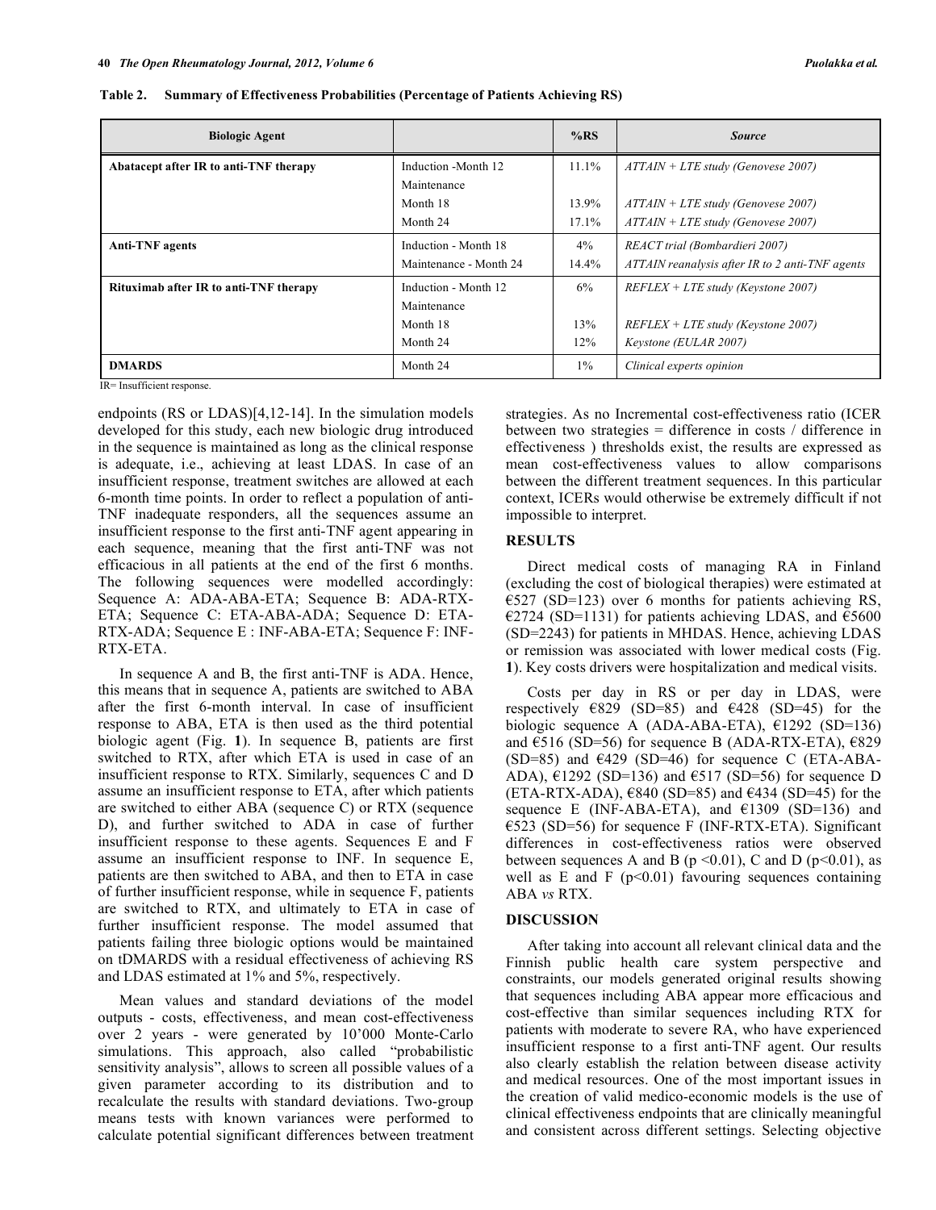**Table 2. Summary of Effectiveness Probabilities (Percentage of Patients Achieving RS)**

| Biologic Agent | | %RS | *Source* |
|---|---|---|---|
| **Abatacept after IR to anti-TNF therapy** | Induction -Month 12 | 11.1% | *ATTAIN + LTE study (Genovese 2007)* |
| | Maintenance | | |
| | Month 18 | 13.9% | *ATTAIN + LTE study (Genovese 2007)* |
| | Month 24 | 17.1% | *ATTAIN + LTE study (Genovese 2007)* |
| **Anti-TNF agents** | Induction - Month 18 | 4% | *REACT trial (Bombardieri 2007)* |
| | Maintenance - Month 24 | 14.4% | *ATTAIN reanalysis after IR to 2 anti-TNF agents* |
| **Rituximab after IR to anti-TNF therapy** | Induction - Month 12 | 6% | *REFLEX + LTE study (Keystone 2007)* |
| | Maintenance | | |
| | Month 18 | 13% | *REFLEX + LTE study (Keystone 2007)* |
| | Month 24 | 12% | *Keystone (EULAR 2007)* |
| **DMARDS** | Month 24 | 1% | *Clinical experts opinion* |

IR= Insufficient response.

endpoints (RS or LDAS)[4,12-14]. In the simulation models developed for this study, each new biologic drug introduced in the sequence is maintained as long as the clinical response is adequate, i.e., achieving at least LDAS. In case of an insufficient response, treatment switches are allowed at each 6-month time points. In order to reflect a population of anti-TNF inadequate responders, all the sequences assume an insufficient response to the first anti-TNF agent appearing in each sequence, meaning that the first anti-TNF was not efficacious in all patients at the end of the first 6 months. The following sequences were modelled accordingly: Sequence A: ADA-ABA-ETA; Sequence B: ADA-RTX-ETA; Sequence C: ETA-ABA-ADA; Sequence D: ETA-RTX-ADA; Sequence E : INF-ABA-ETA; Sequence F: INF-RTX-ETA.

In sequence A and B, the first anti-TNF is ADA. Hence, this means that in sequence A, patients are switched to ABA after the first 6-month interval. In case of insufficient response to ABA, ETA is then used as the third potential biologic agent (Fig. **1**). In sequence B, patients are first switched to RTX, after which ETA is used in case of an insufficient response to RTX. Similarly, sequences C and D assume an insufficient response to ETA, after which patients are switched to either ABA (sequence C) or RTX (sequence D), and further switched to ADA in case of further insufficient response to these agents. Sequences E and F assume an insufficient response to INF. In sequence E, patients are then switched to ABA, and then to ETA in case of further insufficient response, while in sequence F, patients are switched to RTX, and ultimately to ETA in case of further insufficient response. The model assumed that patients failing three biologic options would be maintained on tDMARDS with a residual effectiveness of achieving RS and LDAS estimated at 1% and 5%, respectively.

Mean values and standard deviations of the model outputs - costs, effectiveness, and mean cost-effectiveness over 2 years - were generated by 10'000 Monte-Carlo simulations. This approach, also called "probabilistic sensitivity analysis", allows to screen all possible values of a given parameter according to its distribution and to recalculate the results with standard deviations. Two-group means tests with known variances were performed to calculate potential significant differences between treatment strategies. As no Incremental cost-effectiveness ratio (ICER between two strategies = difference in costs / difference in effectiveness ) thresholds exist, the results are expressed as mean cost-effectiveness values to allow comparisons between the different treatment sequences. In this particular context, ICERs would otherwise be extremely difficult if not impossible to interpret.

## RESULTS

Direct medical costs of managing RA in Finland (excluding the cost of biological therapies) were estimated at €527 (SD=123) over 6 months for patients achieving RS, €2724 (SD=1131) for patients achieving LDAS, and €5600 (SD=2243) for patients in MHDAS. Hence, achieving LDAS or remission was associated with lower medical costs (Fig. **1**). Key costs drivers were hospitalization and medical visits.

Costs per day in RS or per day in LDAS, were respectively €829 (SD=85) and €428 (SD=45) for the biologic sequence A (ADA-ABA-ETA), €1292 (SD=136) and €516 (SD=56) for sequence B (ADA-RTX-ETA), €829 (SD=85) and €429 (SD=46) for sequence C (ETA-ABA-ADA), €1292 (SD=136) and €517 (SD=56) for sequence D (ETA-RTX-ADA), €840 (SD=85) and €434 (SD=45) for the sequence E (INF-ABA-ETA), and €1309 (SD=136) and €523 (SD=56) for sequence F (INF-RTX-ETA). Significant differences in cost-effectiveness ratios were observed between sequences A and B ($p < 0.01$), C and D ($p < 0.01$), as well as E and F ($p < 0.01$) favouring sequences containing ABA *vs* RTX.

## DISCUSSION

After taking into account all relevant clinical data and the Finnish public health care system perspective and constraints, our models generated original results showing that sequences including ABA appear more efficacious and cost-effective than similar sequences including RTX for patients with moderate to severe RA, who have experienced insufficient response to a first anti-TNF agent. Our results also clearly establish the relation between disease activity and medical resources. One of the most important issues in the creation of valid medico-economic models is the use of clinical effectiveness endpoints that are clinically meaningful and consistent across different settings. Selecting objective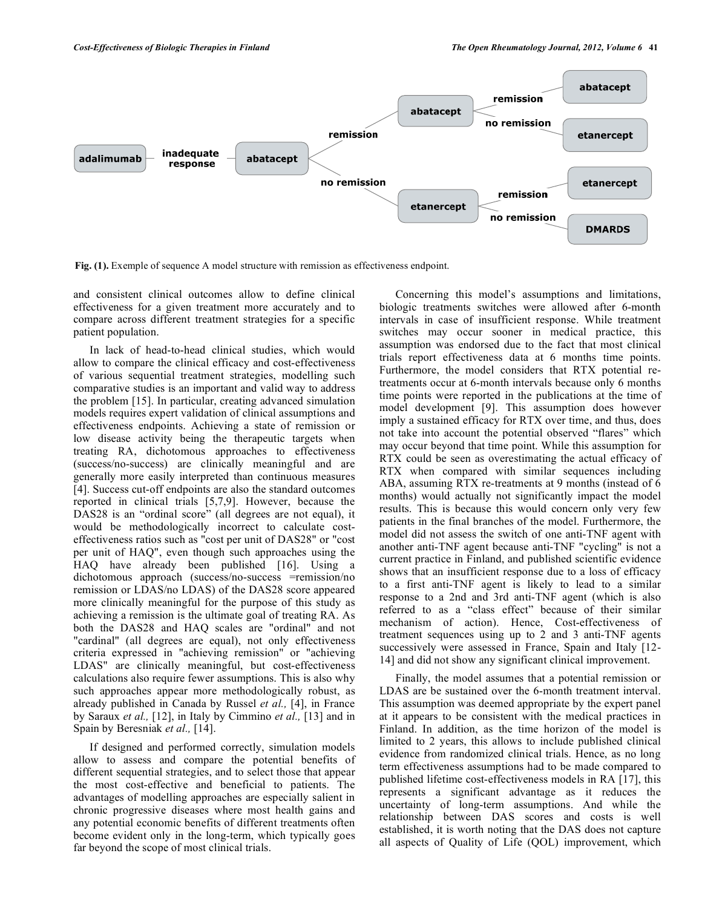Fig. (1). Exemple of sequence A model structure with remission as effectiveness endpoint.

and consistent clinical outcomes allow to define clinical effectiveness for a given treatment more accurately and to compare across different treatment strategies for a specific patient population.

In lack of head-to-head clinical studies, which would allow to compare the clinical efficacy and cost-effectiveness of various sequential treatment strategies, modelling such comparative studies is an important and valid way to address the problem [15]. In particular, creating advanced simulation models requires expert validation of clinical assumptions and effectiveness endpoints. Achieving a state of remission or low disease activity being the therapeutic targets when treating RA, dichotomous approaches to effectiveness (success/no-success) are clinically meaningful and are generally more easily interpreted than continuous measures [4]. Success cut-off endpoints are also the standard outcomes reported in clinical trials [5,7,9]. However, because the DAS28 is an "ordinal score" (all degrees are not equal), it would be methodologically incorrect to calculate cost-effectiveness ratios such as "cost per unit of DAS28" or "cost per unit of HAQ", even though such approaches using the HAQ have already been published [16]. Using a dichotomous approach (success/no-success =remission/no remission or LDAS/no LDAS) of the DAS28 score appeared more clinically meaningful for the purpose of this study as achieving a remission is the ultimate goal of treating RA. As both the DAS28 and HAQ scales are "ordinal" and not "cardinal" (all degrees are equal), not only effectiveness criteria expressed in "achieving remission" or "achieving LDAS" are clinically meaningful, but cost-effectiveness calculations also require fewer assumptions. This is also why such approaches appear more methodologically robust, as already published in Canada by Russel *et al.,* [4], in France by Saraux *et al.,* [12], in Italy by Cimmino *et al.,* [13] and in Spain by Beresniak *et al.,* [14].

If designed and performed correctly, simulation models allow to assess and compare the potential benefits of different sequential strategies, and to select those that appear the most cost-effective and beneficial to patients. The advantages of modelling approaches are especially salient in chronic progressive diseases where most health gains and any potential economic benefits of different treatments often become evident only in the long-term, which typically goes far beyond the scope of most clinical trials.

Concerning this model's assumptions and limitations, biologic treatments switches were allowed after 6-month intervals in case of insufficient response. While treatment switches may occur sooner in medical practice, this assumption was endorsed due to the fact that most clinical trials report effectiveness data at 6 months time points. Furthermore, the model considers that RTX potential re-treatments occur at 6-month intervals because only 6 months time points were reported in the publications at the time of model development [9]. This assumption does however imply a sustained efficacy for RTX over time, and thus, does not take into account the potential observed "flares" which may occur beyond that time point. While this assumption for RTX could be seen as overestimating the actual efficacy of RTX when compared with similar sequences including ABA, assuming RTX re-treatments at 9 months (instead of 6 months) would actually not significantly impact the model results. This is because this would concern only very few patients in the final branches of the model. Furthermore, the model did not assess the switch of one anti-TNF agent with another anti-TNF agent because anti-TNF "cycling" is not a current practice in Finland, and published scientific evidence shows that an insufficient response due to a loss of efficacy to a first anti-TNF agent is likely to lead to a similar response to a 2nd and 3rd anti-TNF agent (which is also referred to as a "class effect" because of their similar mechanism of action). Hence, Cost-effectiveness of treatment sequences using up to 2 and 3 anti-TNF agents successively were assessed in France, Spain and Italy [12-14] and did not show any significant clinical improvement.

Finally, the model assumes that a potential remission or LDAS are be sustained over the 6-month treatment interval. This assumption was deemed appropriate by the expert panel at it appears to be consistent with the medical practices in Finland. In addition, as the time horizon of the model is limited to 2 years, this allows to include published clinical evidence from randomized clinical trials. Hence, as no long term effectiveness assumptions had to be made compared to published lifetime cost-effectiveness models in RA [17], this represents a significant advantage as it reduces the uncertainty of long-term assumptions. And while the relationship between DAS scores and costs is well established, it is worth noting that the DAS does not capture all aspects of Quality of Life (QOL) improvement, which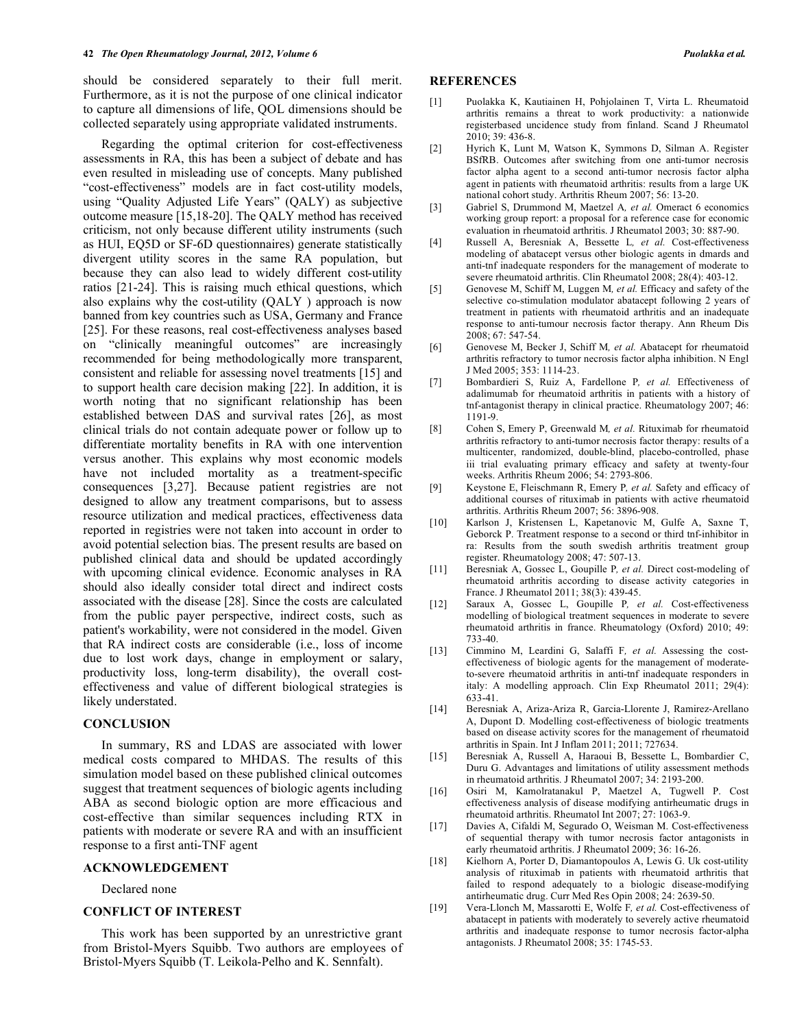should be considered separately to their full merit. Furthermore, as it is not the purpose of one clinical indicator to capture all dimensions of life, QOL dimensions should be collected separately using appropriate validated instruments.

Regarding the optimal criterion for cost-effectiveness assessments in RA, this has been a subject of debate and has even resulted in misleading use of concepts. Many published "cost-effectiveness" models are in fact cost-utility models, using "Quality Adjusted Life Years" (QALY) as subjective outcome measure [15,18-20]. The QALY method has received criticism, not only because different utility instruments (such as HUI, EQ5D or SF-6D questionnaires) generate statistically divergent utility scores in the same RA population, but because they can also lead to widely different cost-utility ratios [21-24]. This is raising much ethical questions, which also explains why the cost-utility (QALY ) approach is now banned from key countries such as USA, Germany and France [25]. For these reasons, real cost-effectiveness analyses based on "clinically meaningful outcomes" are increasingly recommended for being methodologically more transparent, consistent and reliable for assessing novel treatments [15] and to support health care decision making [22]. In addition, it is worth noting that no significant relationship has been established between DAS and survival rates [26], as most clinical trials do not contain adequate power or follow up to differentiate mortality benefits in RA with one intervention versus another. This explains why most economic models have not included mortality as a treatment-specific consequences [3,27]. Because patient registries are not designed to allow any treatment comparisons, but to assess resource utilization and medical practices, effectiveness data reported in registries were not taken into account in order to avoid potential selection bias. The present results are based on published clinical data and should be updated accordingly with upcoming clinical evidence. Economic analyses in RA should also ideally consider total direct and indirect costs associated with the disease [28]. Since the costs are calculated from the public payer perspective, indirect costs, such as patient's workability, were not considered in the model. Given that RA indirect costs are considerable (i.e., loss of income due to lost work days, change in employment or salary, productivity loss, long-term disability), the overall cost-effectiveness and value of different biological strategies is likely understated.

## CONCLUSION

In summary, RS and LDAS are associated with lower medical costs compared to MHDAS. The results of this simulation model based on these published clinical outcomes suggest that treatment sequences of biologic agents including ABA as second biologic option are more efficacious and cost-effective than similar sequences including RTX in patients with moderate or severe RA and with an insufficient response to a first anti-TNF agent

## ACKNOWLEDGEMENT

Declared none

## CONFLICT OF INTEREST

This work has been supported by an unrestrictive grant from Bristol-Myers Squibb. Two authors are employees of Bristol-Myers Squibb (T. Leikola-Pelho and K. Sennfalt).

## REFERENCES

[1] Puolakka K, Kautiainen H, Pohjolainen T, Virta L. Rheumatoid arthritis remains a threat to work productivity: a nationwide registerbased uncidence study from finland. Scand J Rheumatol 2010; 39: 436-8.

[2] Hyrich K, Lunt M, Watson K, Symmons D, Silman A. Register BSfRB. Outcomes after switching from one anti-tumor necrosis factor alpha agent to a second anti-tumor necrosis factor alpha agent in patients with rheumatoid arthritis: results from a large UK national cohort study. Arthritis Rheum 2007; 56: 13-20.

[3] Gabriel S, Drummond M, Maetzel A*, et al.* Omeract 6 economics working group report: a proposal for a reference case for economic evaluation in rheumatoid arthritis. J Rheumatol 2003; 30: 887-90.

[4] Russell A, Beresniak A, Bessette L*, et al.* Cost-effectiveness modeling of abatacept versus other biologic agents in dmards and anti-tnf inadequate responders for the management of moderate to severe rheumatoid arthritis. Clin Rheumatol 2008; 28(4): 403-12.

[5] Genovese M, Schiff M, Luggen M*, et al.* Efficacy and safety of the selective co-stimulation modulator abatacept following 2 years of treatment in patients with rheumatoid arthritis and an inadequate response to anti-tumour necrosis factor therapy. Ann Rheum Dis 2008; 67: 547-54.

[6] Genovese M, Becker J, Schiff M*, et al.* Abatacept for rheumatoid arthritis refractory to tumor necrosis factor alpha inhibition. N Engl J Med 2005; 353: 1114-23.

[7] Bombardieri S, Ruiz A, Fardellone P*, et al.* Effectiveness of adalimumab for rheumatoid arthritis in patients with a history of tnf-antagonist therapy in clinical practice. Rheumatology 2007; 46: 1191-9.

[8] Cohen S, Emery P, Greenwald M*, et al.* Rituximab for rheumatoid arthritis refractory to anti-tumor necrosis factor therapy: results of a multicenter, randomized, double-blind, placebo-controlled, phase iii trial evaluating primary efficacy and safety at twenty-four weeks. Arthritis Rheum 2006; 54: 2793-806.

[9] Keystone E, Fleischmann R, Emery P*, et al.* Safety and efficacy of additional courses of rituximab in patients with active rheumatoid arthritis. Arthritis Rheum 2007; 56: 3896-908.

[10] Karlson J, Kristensen L, Kapetanovic M, Gulfe A, Saxne T, Geborck P. Treatment response to a second or third tnf-inhibitor in ra: Results from the south swedish arthritis treatment group register. Rheumatology 2008; 47: 507-13.

[11] Beresniak A, Gossec L, Goupille P*, et al.* Direct cost-modeling of rheumatoid arthritis according to disease activity categories in France. J Rheumatol 2011; 38(3): 439-45.

[12] Saraux A, Gossec L, Goupille P*, et al.* Cost-effectiveness modelling of biological treatment sequences in moderate to severe rheumatoid arthritis in france. Rheumatology (Oxford) 2010; 49: 733-40.

[13] Cimmino M, Leardini G, Salaffi F*, et al.* Assessing the cost-effectiveness of biologic agents for the management of moderate-to-severe rheumatoid arthritis in anti-tnf inadequate responders in italy: A modelling approach. Clin Exp Rheumatol 2011; 29(4): 633-41.

[14] Beresniak A, Ariza-Ariza R, Garcia-Llorente J, Ramirez-Arellano A, Dupont D. Modelling cost-effectiveness of biologic treatments based on disease activity scores for the management of rheumatoid arthritis in Spain. Int J Inflam 2011; 2011; 727634.

[15] Beresniak A, Russell A, Haraoui B, Bessette L, Bombardier C, Duru G. Advantages and limitations of utility assessment methods in rheumatoid arthritis. J Rheumatol 2007; 34: 2193-200.

[16] Osiri M, Kamolratanakul P, Maetzel A, Tugwell P. Cost effectiveness analysis of disease modifying antirheumatic drugs in rheumatoid arthritis. Rheumatol Int 2007; 27: 1063-9.

[17] Davies A, Cifaldi M, Segurado O, Weisman M. Cost-effectiveness of sequential therapy with tumor necrosis factor antagonists in early rheumatoid arthritis. J Rheumatol 2009; 36: 16-26.

[18] Kielhorn A, Porter D, Diamantopoulos A, Lewis G. Uk cost-utility analysis of rituximab in patients with rheumatoid arthritis that failed to respond adequately to a biologic disease-modifying antirheumatic drug. Curr Med Res Opin 2008; 24: 2639-50.

[19] Vera-Llonch M, Massarotti E, Wolfe F*, et al.* Cost-effectiveness of abatacept in patients with moderately to severely active rheumatoid arthritis and inadequate response to tumor necrosis factor-alpha antagonists. J Rheumatol 2008; 35: 1745-53.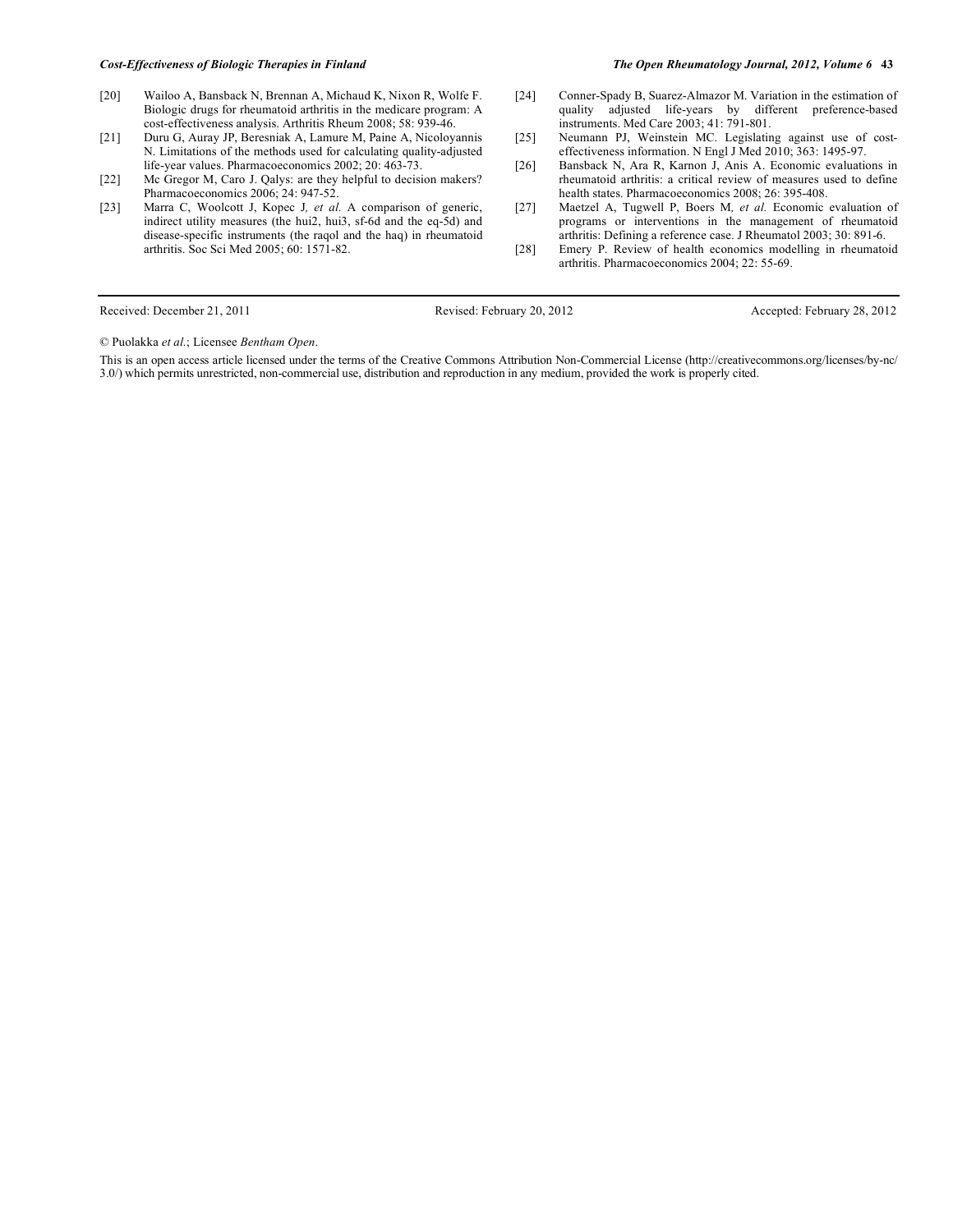[20] Wailoo A, Bansback N, Brennan A, Michaud K, Nixon R, Wolfe F. Biologic drugs for rheumatoid arthritis in the medicare program: A cost-effectiveness analysis. Arthritis Rheum 2008; 58: 939-46.

[21] Duru G, Auray JP, Beresniak A, Lamure M, Paine A, Nicoloyannis N. Limitations of the methods used for calculating quality-adjusted life-year values. Pharmacoeconomics 2002; 20: 463-73.

[22] Mc Gregor M, Caro J. Qalys: are they helpful to decision makers? Pharmacoeconomics 2006; 24: 947-52.

[23] Marra C, Woolcott J, Kopec J*, et al.* A comparison of generic, indirect utility measures (the hui2, hui3, sf-6d and the eq-5d) and disease-specific instruments (the raqol and the haq) in rheumatoid arthritis. Soc Sci Med 2005; 60: 1571-82.

[24] Conner-Spady B, Suarez-Almazor M. Variation in the estimation of quality adjusted life-years by different preference-based instruments. Med Care 2003; 41: 791-801.

[25] Neumann PJ, Weinstein MC. Legislating against use of cost-effectiveness information. N Engl J Med 2010; 363: 1495-97.

[26] Bansback N, Ara R, Karnon J, Anis A. Economic evaluations in rheumatoid arthritis: a critical review of measures used to define health states. Pharmacoeconomics 2008; 26: 395-408.

[27] Maetzel A, Tugwell P, Boers M*, et al.* Economic evaluation of programs or interventions in the management of rheumatoid arthritis: Defining a reference case. J Rheumatol 2003; 30: 891-6.

[28] Emery P. Review of health economics modelling in rheumatoid arthritis. Pharmacoeconomics 2004; 22: 55-69.

Received: December 21, 2011 Revised: February 20, 2012 Accepted: February 28, 2012

© Puolakka *et al.*; Licensee *Bentham Open*.

This is an open access article licensed under the terms of the Creative Commons Attribution Non-Commercial License (http://creativecommons.org/licenses/by-nc/3.0/) which permits unrestricted, non-commercial use, distribution and reproduction in any medium, provided the work is properly cited.